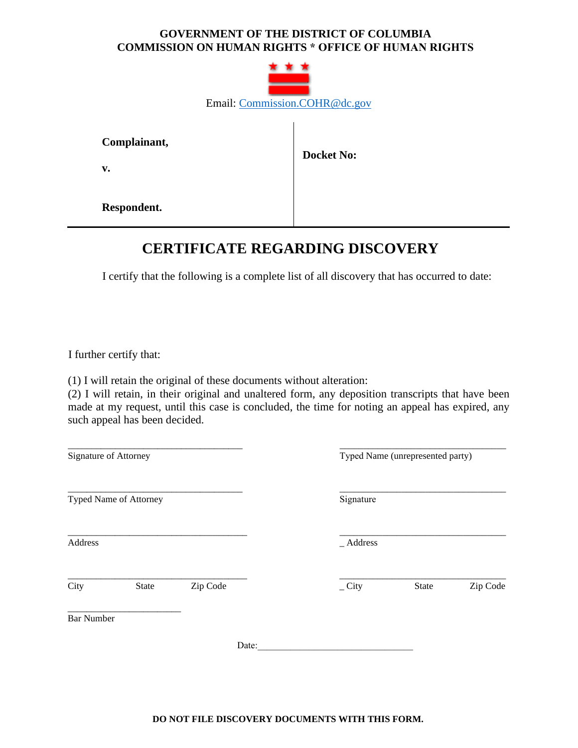**GOVERNMENT OF THE DISTRICT OF COLUMBIA**
**COMMISSION ON HUMAN RIGHTS * OFFICE OF HUMAN RIGHTS**

Email: Commission.COHR@dc.gov

| | |
|---|---|
| **Complainant,**<br><br>**v.**<br><br>**Respondent.** | **Docket No:** |

# CERTIFICATE REGARDING DISCOVERY

I certify that the following is a complete list of all discovery that has occurred to date:

I further certify that:

(1) I will retain the original of these documents without alteration:
(2) I will retain, in their original and unaltered form, any deposition transcripts that have been made at my request, until this case is concluded, the time for noting an appeal has expired, any such appeal has been decided.

___________________________________
Signature of Attorney

___________________________________
Typed Name of Attorney

___________________________________
Address

___________________________________
City State Zip Code

______________________
Bar Number

___________________________________
Typed Name (unrepresented party)

___________________________________
Signature

___________________________________
_ Address

___________________________________
_ City State Zip Code

Date:________________________________

**DO NOT FILE DISCOVERY DOCUMENTS WITH THIS FORM.**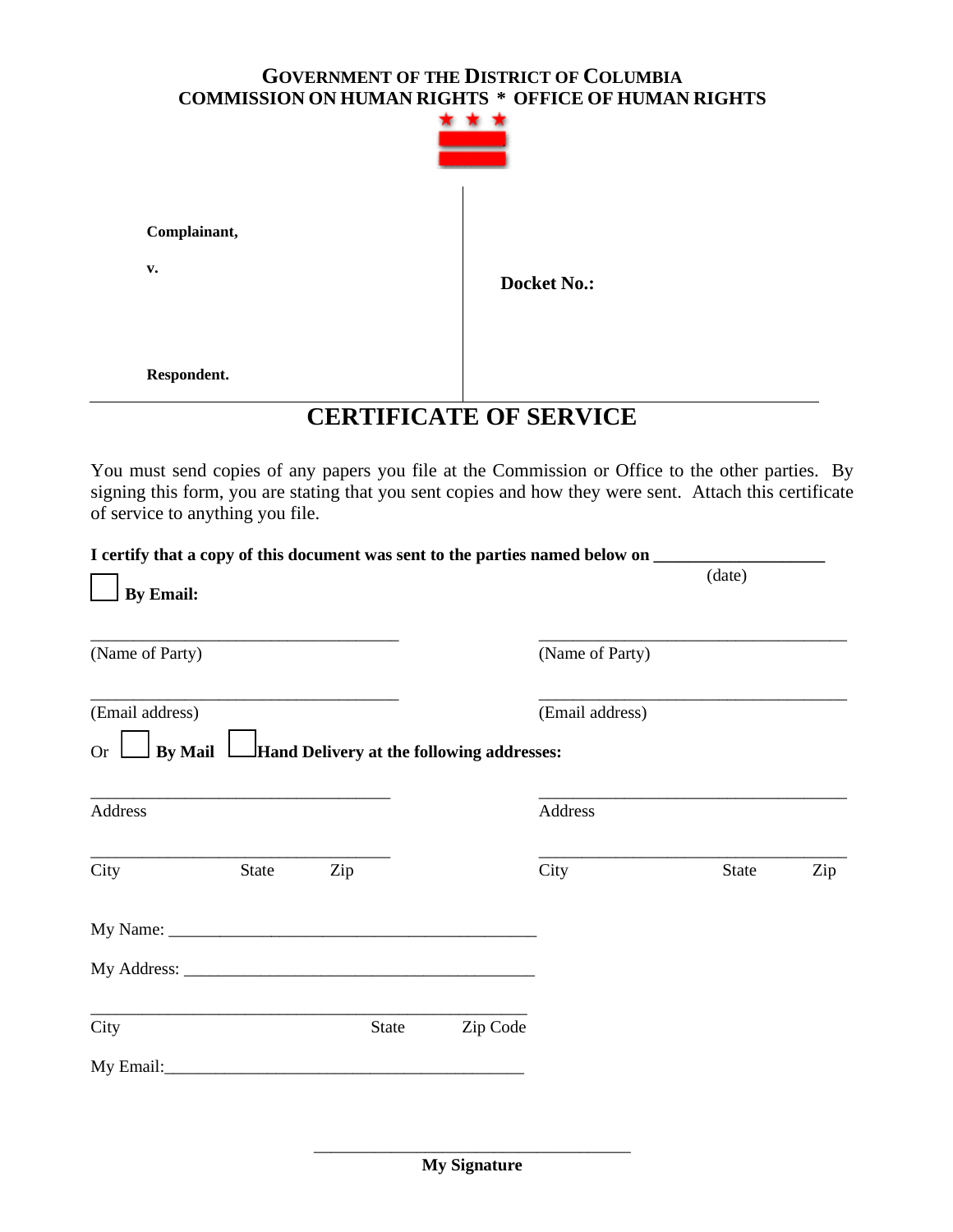**GOVERNMENT OF THE DISTRICT OF COLUMBIA**
**COMMISSION ON HUMAN RIGHTS * OFFICE OF HUMAN RIGHTS**

| | |
|---|---|
| **Complainant,**<br><br>**v.**<br><br><br>**Respondent.** | **Docket No.:** |

# CERTIFICATE OF SERVICE

You must send copies of any papers you file at the Commission or Office to the other parties. By signing this form, you are stating that you sent copies and how they were sent. Attach this certificate of service to anything you file.

**I certify that a copy of this document was sent to the parties named below on ___________________**
(date)

☐ **By Email:**

| | |
|---|---|
| ___________________________________ | ___________________________________ |
| (Name of Party) | (Name of Party) |
| ___________________________________ | ___________________________________ |
| (Email address) | (Email address) |

Or ☐ **By Mail** ☐ **Hand Delivery at the following addresses:**

| | |
|---|---|
| ___________________________________ | ___________________________________ |
| Address | Address |
| ___________________________________ | ___________________________________ |
| City State Zip | City State Zip |

My Name: ____________________________________________

My Address: __________________________________________

______________________________________________________
City State Zip Code

My Email:_____________________________________________

______________________________________
**My Signature**